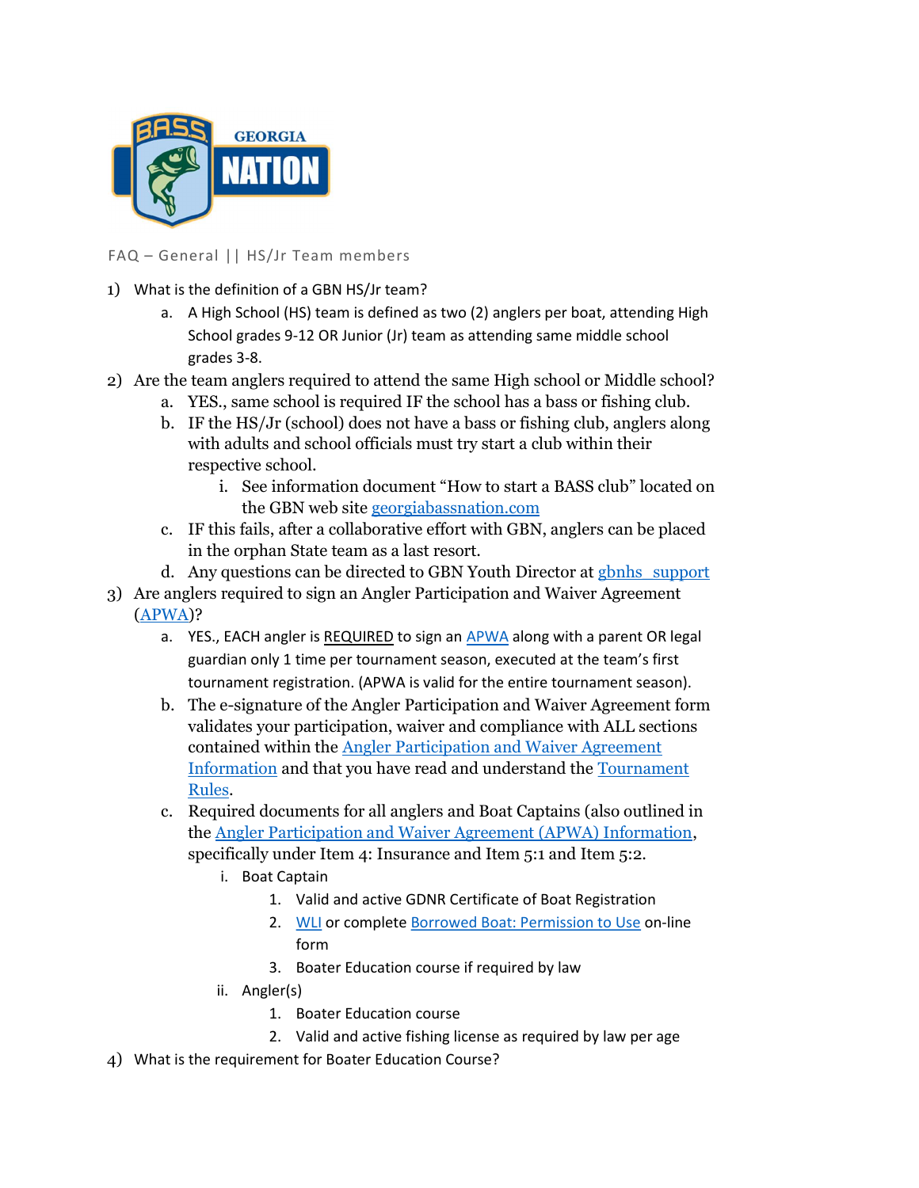FAQ – General || HS/Jr Team members

1) What is the definition of a GBN HS/Jr team?
    a. A High School (HS) team is defined as two (2) anglers per boat, attending High School grades 9-12 OR Junior (Jr) team as attending same middle school grades 3-8.
2) Are the team anglers required to attend the same High school or Middle school?
    a. YES., same school is required IF the school has a bass or fishing club.
    b. IF the HS/Jr (school) does not have a bass or fishing club, anglers along with adults and school officials must try start a club within their respective school.
        i. See information document "How to start a BASS club" located on the GBN web site georgiabassnation.com
    c. IF this fails, after a collaborative effort with GBN, anglers can be placed in the orphan State team as a last resort.
    d. Any questions can be directed to GBN Youth Director at gbnhs_support
3) Are anglers required to sign an Angler Participation and Waiver Agreement (APWA)?
    a. YES., EACH angler is REQUIRED to sign an APWA along with a parent OR legal guardian only 1 time per tournament season, executed at the team's first tournament registration. (APWA is valid for the entire tournament season).
    b. The e-signature of the Angler Participation and Waiver Agreement form validates your participation, waiver and compliance with ALL sections contained within the Angler Participation and Waiver Agreement Information and that you have read and understand the Tournament Rules.
    c. Required documents for all anglers and Boat Captains (also outlined in the Angler Participation and Waiver Agreement (APWA) Information, specifically under Item 4: Insurance and Item 5:1 and Item 5:2.
        i. Boat Captain
            1. Valid and active GDNR Certificate of Boat Registration
            2. WLI or complete Borrowed Boat: Permission to Use on-line form
            3. Boater Education course if required by law
        ii. Angler(s)
            1. Boater Education course
            2. Valid and active fishing license as required by law per age
4) What is the requirement for Boater Education Course?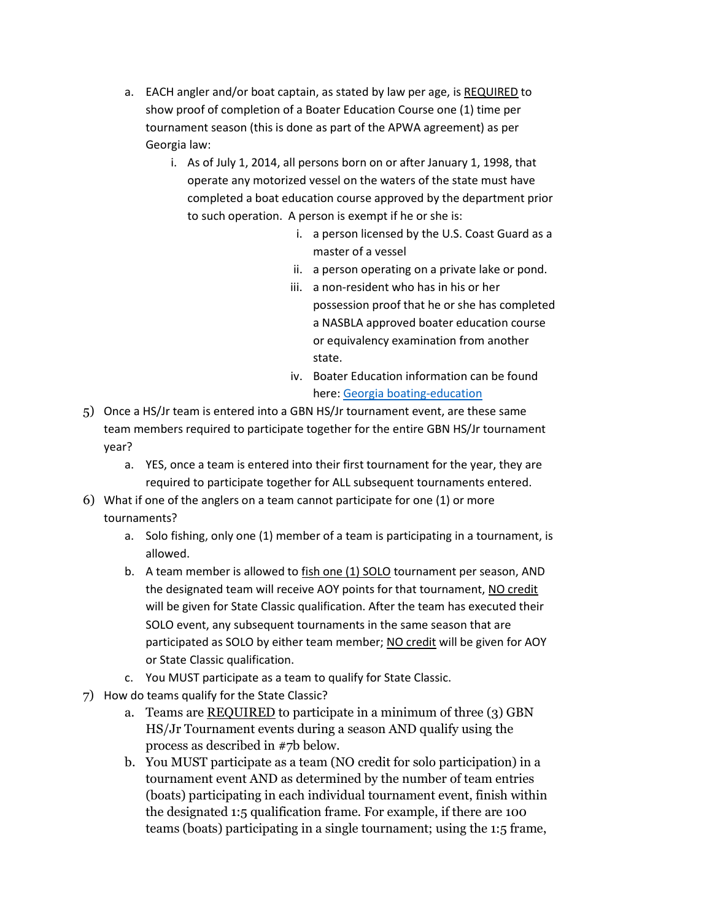a. EACH angler and/or boat captain, as stated by law per age, is <u>REQUIRED</u> to show proof of completion of a Boater Education Course one (1) time per tournament season (this is done as part of the APWA agreement) as per Georgia law:
      i. As of July 1, 2014, all persons born on or after January 1, 1998, that operate any motorized vessel on the waters of the state must have completed a boat education course approved by the department prior to such operation. A person is exempt if he or she is:
         i. a person licensed by the U.S. Coast Guard as a master of a vessel
         ii. a person operating on a private lake or pond.
         iii. a non-resident who has in his or her possession proof that he or she has completed a NASBLA approved boater education course or equivalency examination from another state.
         iv. Boater Education information can be found here: [Georgia boating-education]

5) Once a HS/Jr team is entered into a GBN HS/Jr tournament event, are these same team members required to participate together for the entire GBN HS/Jr tournament year?
   a. YES, once a team is entered into their first tournament for the year, they are required to participate together for ALL subsequent tournaments entered.

6) What if one of the anglers on a team cannot participate for one (1) or more tournaments?
   a. Solo fishing, only one (1) member of a team is participating in a tournament, is allowed.
   b. A team member is allowed to <u>fish one (1) SOLO</u> tournament per season, AND the designated team will receive AOY points for that tournament, <u>NO credit</u> will be given for State Classic qualification. After the team has executed their SOLO event, any subsequent tournaments in the same season that are participated as SOLO by either team member; <u>NO credit</u> will be given for AOY or State Classic qualification.
   c. You MUST participate as a team to qualify for State Classic.

7) How do teams qualify for the State Classic?
   a. Teams are <u>REQUIRED</u> to participate in a minimum of three (3) GBN HS/Jr Tournament events during a season AND qualify using the process as described in #7b below.
   b. You MUST participate as a team (NO credit for solo participation) in a tournament event AND as determined by the number of team entries (boats) participating in each individual tournament event, finish within the designated 1:5 qualification frame. For example, if there are 100 teams (boats) participating in a single tournament; using the 1:5 frame,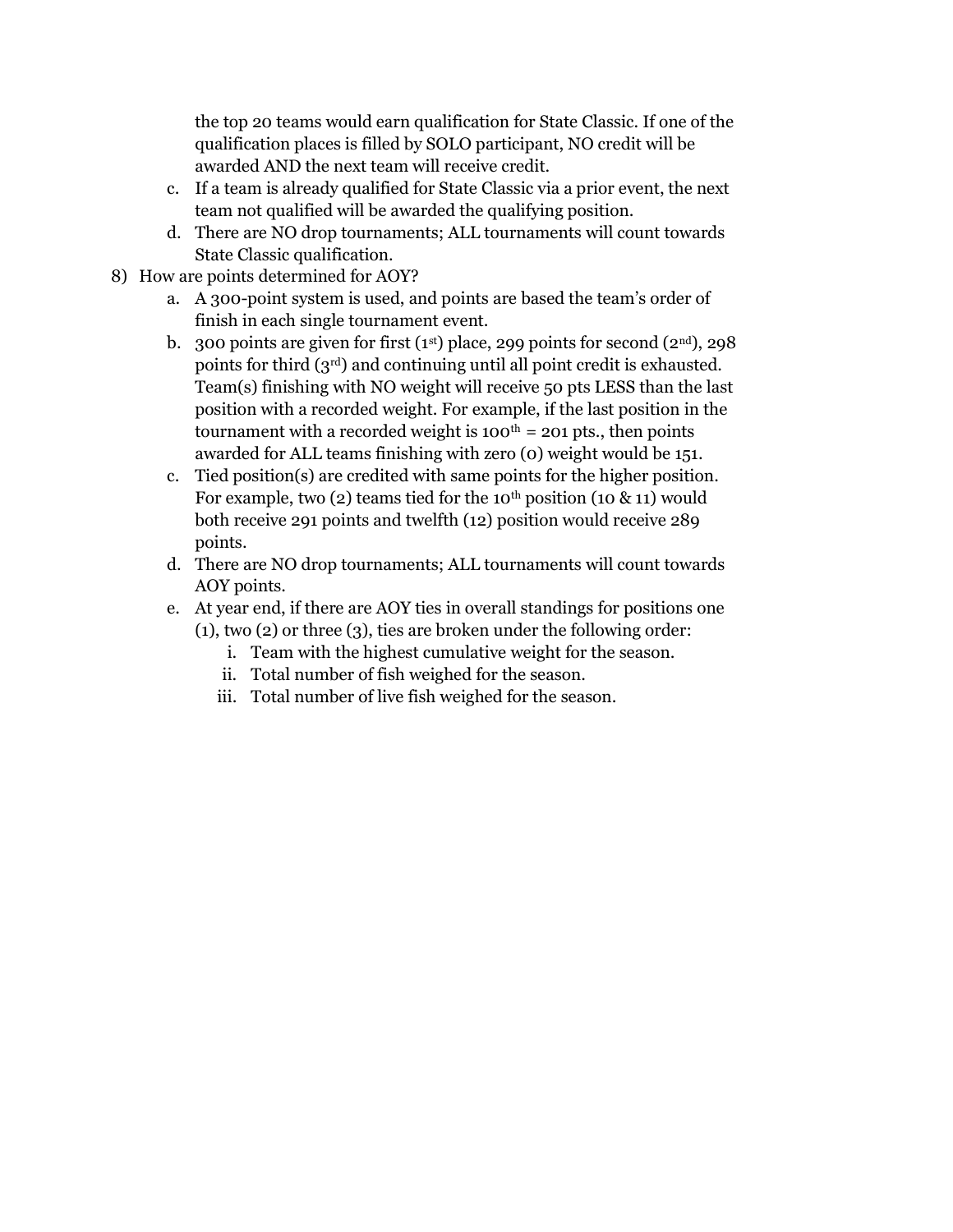the top 20 teams would earn qualification for State Classic. If one of the qualification places is filled by SOLO participant, NO credit will be awarded AND the next team will receive credit.

   c. If a team is already qualified for State Classic via a prior event, the next team not qualified will be awarded the qualifying position.
   d. There are NO drop tournaments; ALL tournaments will count towards State Classic qualification.

8) How are points determined for AOY?
   a. A 300-point system is used, and points are based the team's order of finish in each single tournament event.
   b. 300 points are given for first (1st) place, 299 points for second (2nd), 298 points for third (3rd) and continuing until all point credit is exhausted. Team(s) finishing with NO weight will receive 50 pts LESS than the last position with a recorded weight. For example, if the last position in the tournament with a recorded weight is 100th = 201 pts., then points awarded for ALL teams finishing with zero (0) weight would be 151.
   c. Tied position(s) are credited with same points for the higher position. For example, two (2) teams tied for the 10th position (10 & 11) would both receive 291 points and twelfth (12) position would receive 289 points.
   d. There are NO drop tournaments; ALL tournaments will count towards AOY points.
   e. At year end, if there are AOY ties in overall standings for positions one (1), two (2) or three (3), ties are broken under the following order:
      i. Team with the highest cumulative weight for the season.
      ii. Total number of fish weighed for the season.
      iii. Total number of live fish weighed for the season.